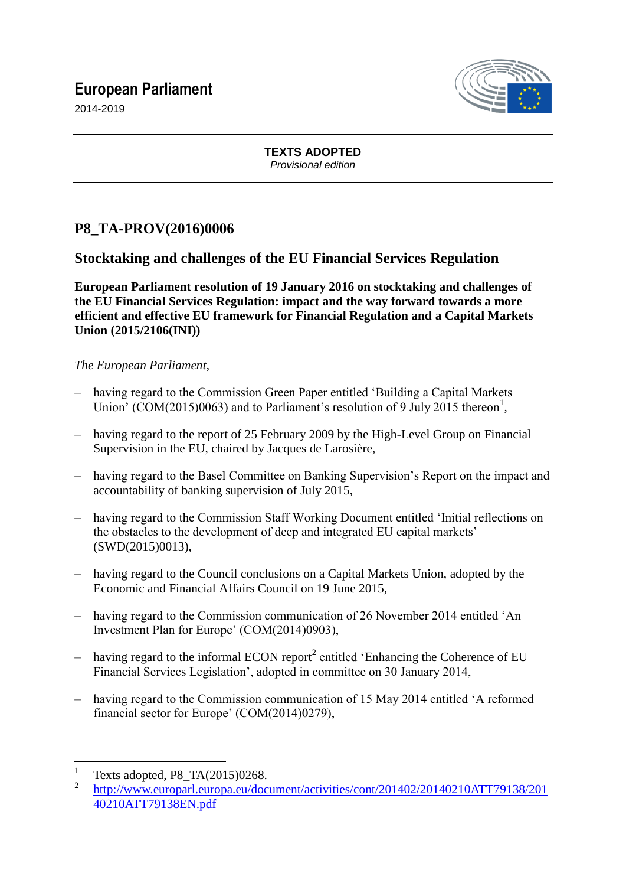**European Parliament**

2014-2019

**TEXTS ADOPTED**
*Provisional edition*

# P8_TA-PROV(2016)0006

## Stocktaking and challenges of the EU Financial Services Regulation

**European Parliament resolution of 19 January 2016 on stocktaking and challenges of the EU Financial Services Regulation: impact and the way forward towards a more efficient and effective EU framework for Financial Regulation and a Capital Markets Union (2015/2106(INI))**

*The European Parliament*,

– having regard to the Commission Green Paper entitled 'Building a Capital Markets Union' (COM(2015)0063) and to Parliament's resolution of 9 July 2015 thereon[1],

– having regard to the report of 25 February 2009 by the High-Level Group on Financial Supervision in the EU, chaired by Jacques de Larosière,

– having regard to the Basel Committee on Banking Supervision's Report on the impact and accountability of banking supervision of July 2015,

– having regard to the Commission Staff Working Document entitled 'Initial reflections on the obstacles to the development of deep and integrated EU capital markets' (SWD(2015)0013),

– having regard to the Council conclusions on a Capital Markets Union, adopted by the Economic and Financial Affairs Council on 19 June 2015,

– having regard to the Commission communication of 26 November 2014 entitled 'An Investment Plan for Europe' (COM(2014)0903),

– having regard to the informal ECON report[2] entitled 'Enhancing the Coherence of EU Financial Services Legislation', adopted in committee on 30 January 2014,

– having regard to the Commission communication of 15 May 2014 entitled 'A reformed financial sector for Europe' (COM(2014)0279),

---

[1] Texts adopted, P8_TA(2015)0268.

[2] http://www.europarl.europa.eu/document/activities/cont/201402/20140210ATT79138/20140210ATT79138EN.pdf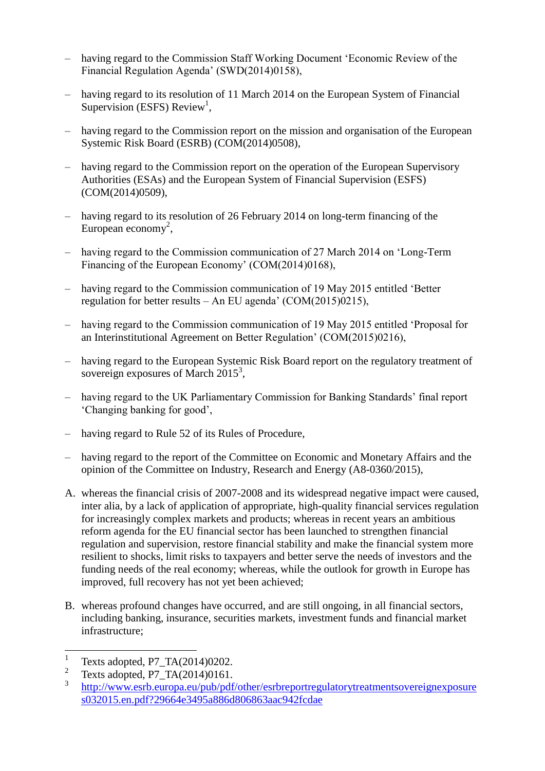– having regard to the Commission Staff Working Document 'Economic Review of the Financial Regulation Agenda' (SWD(2014)0158),

– having regard to its resolution of 11 March 2014 on the European System of Financial Supervision (ESFS) Review[1],

– having regard to the Commission report on the mission and organisation of the European Systemic Risk Board (ESRB) (COM(2014)0508),

– having regard to the Commission report on the operation of the European Supervisory Authorities (ESAs) and the European System of Financial Supervision (ESFS) (COM(2014)0509),

– having regard to its resolution of 26 February 2014 on long-term financing of the European economy[2],

– having regard to the Commission communication of 27 March 2014 on 'Long-Term Financing of the European Economy' (COM(2014)0168),

– having regard to the Commission communication of 19 May 2015 entitled 'Better regulation for better results – An EU agenda' (COM(2015)0215),

– having regard to the Commission communication of 19 May 2015 entitled 'Proposal for an Interinstitutional Agreement on Better Regulation' (COM(2015)0216),

– having regard to the European Systemic Risk Board report on the regulatory treatment of sovereign exposures of March 2015[3],

– having regard to the UK Parliamentary Commission for Banking Standards' final report 'Changing banking for good',

– having regard to Rule 52 of its Rules of Procedure,

– having regard to the report of the Committee on Economic and Monetary Affairs and the opinion of the Committee on Industry, Research and Energy (A8-0360/2015),

A. whereas the financial crisis of 2007-2008 and its widespread negative impact were caused, inter alia, by a lack of application of appropriate, high-quality financial services regulation for increasingly complex markets and products; whereas in recent years an ambitious reform agenda for the EU financial sector has been launched to strengthen financial regulation and supervision, restore financial stability and make the financial system more resilient to shocks, limit risks to taxpayers and better serve the needs of investors and the funding needs of the real economy; whereas, while the outlook for growth in Europe has improved, full recovery has not yet been achieved;

B. whereas profound changes have occurred, and are still ongoing, in all financial sectors, including banking, insurance, securities markets, investment funds and financial market infrastructure;

---

[1] Texts adopted, P7_TA(2014)0202.

[2] Texts adopted, P7_TA(2014)0161.

[3] http://www.esrb.europa.eu/pub/pdf/other/esrbreportregulatorytreatmentsovereignexposures032015.en.pdf?29664e3495a886d806863aac942fcdae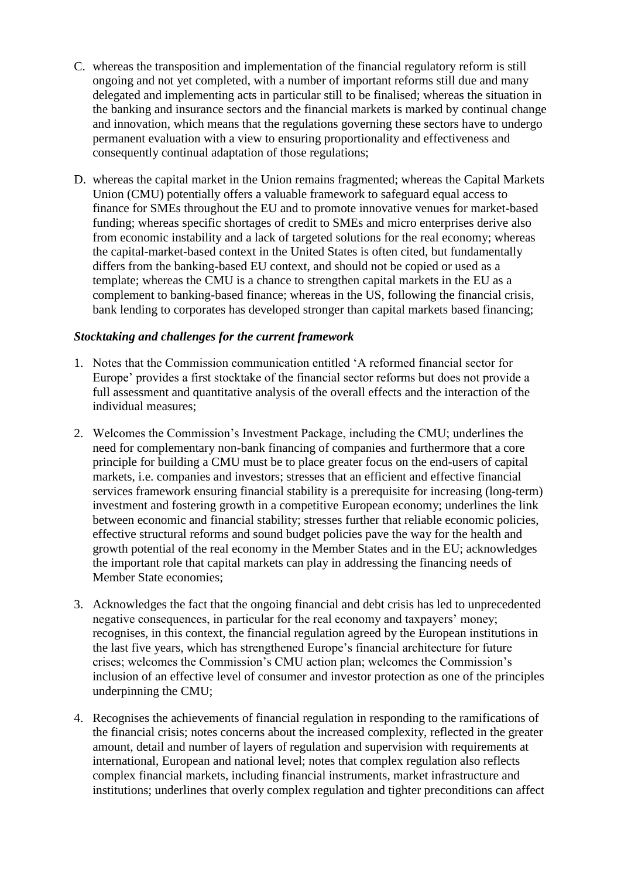C. whereas the transposition and implementation of the financial regulatory reform is still ongoing and not yet completed, with a number of important reforms still due and many delegated and implementing acts in particular still to be finalised; whereas the situation in the banking and insurance sectors and the financial markets is marked by continual change and innovation, which means that the regulations governing these sectors have to undergo permanent evaluation with a view to ensuring proportionality and effectiveness and consequently continual adaptation of those regulations;

D. whereas the capital market in the Union remains fragmented; whereas the Capital Markets Union (CMU) potentially offers a valuable framework to safeguard equal access to finance for SMEs throughout the EU and to promote innovative venues for market-based funding; whereas specific shortages of credit to SMEs and micro enterprises derive also from economic instability and a lack of targeted solutions for the real economy; whereas the capital-market-based context in the United States is often cited, but fundamentally differs from the banking-based EU context, and should not be copied or used as a template; whereas the CMU is a chance to strengthen capital markets in the EU as a complement to banking-based finance; whereas in the US, following the financial crisis, bank lending to corporates has developed stronger than capital markets based financing;

### *Stocktaking and challenges for the current framework*

1. Notes that the Commission communication entitled 'A reformed financial sector for Europe' provides a first stocktake of the financial sector reforms but does not provide a full assessment and quantitative analysis of the overall effects and the interaction of the individual measures;

2. Welcomes the Commission's Investment Package, including the CMU; underlines the need for complementary non-bank financing of companies and furthermore that a core principle for building a CMU must be to place greater focus on the end-users of capital markets, i.e. companies and investors; stresses that an efficient and effective financial services framework ensuring financial stability is a prerequisite for increasing (long-term) investment and fostering growth in a competitive European economy; underlines the link between economic and financial stability; stresses further that reliable economic policies, effective structural reforms and sound budget policies pave the way for the health and growth potential of the real economy in the Member States and in the EU; acknowledges the important role that capital markets can play in addressing the financing needs of Member State economies;

3. Acknowledges the fact that the ongoing financial and debt crisis has led to unprecedented negative consequences, in particular for the real economy and taxpayers' money; recognises, in this context, the financial regulation agreed by the European institutions in the last five years, which has strengthened Europe's financial architecture for future crises; welcomes the Commission's CMU action plan; welcomes the Commission's inclusion of an effective level of consumer and investor protection as one of the principles underpinning the CMU;

4. Recognises the achievements of financial regulation in responding to the ramifications of the financial crisis; notes concerns about the increased complexity, reflected in the greater amount, detail and number of layers of regulation and supervision with requirements at international, European and national level; notes that complex regulation also reflects complex financial markets, including financial instruments, market infrastructure and institutions; underlines that overly complex regulation and tighter preconditions can affect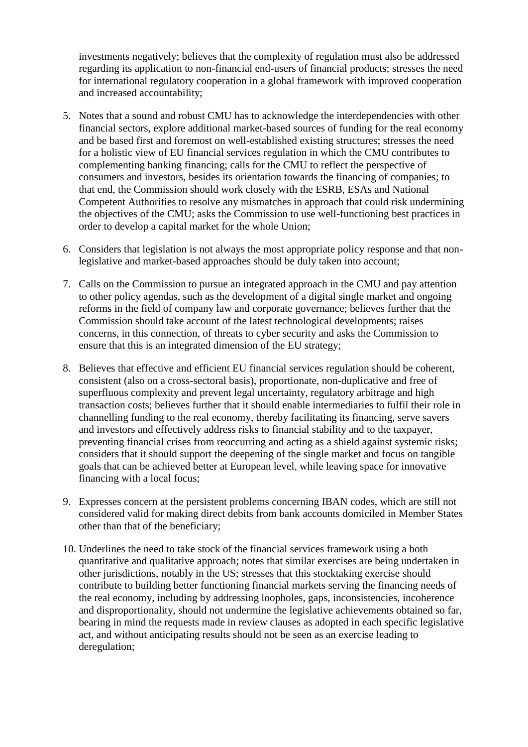investments negatively; believes that the complexity of regulation must also be addressed regarding its application to non-financial end-users of financial products; stresses the need for international regulatory cooperation in a global framework with improved cooperation and increased accountability;

5. Notes that a sound and robust CMU has to acknowledge the interdependencies with other financial sectors, explore additional market-based sources of funding for the real economy and be based first and foremost on well-established existing structures; stresses the need for a holistic view of EU financial services regulation in which the CMU contributes to complementing banking financing; calls for the CMU to reflect the perspective of consumers and investors, besides its orientation towards the financing of companies; to that end, the Commission should work closely with the ESRB, ESAs and National Competent Authorities to resolve any mismatches in approach that could risk undermining the objectives of the CMU; asks the Commission to use well-functioning best practices in order to develop a capital market for the whole Union;

6. Considers that legislation is not always the most appropriate policy response and that non-legislative and market-based approaches should be duly taken into account;

7. Calls on the Commission to pursue an integrated approach in the CMU and pay attention to other policy agendas, such as the development of a digital single market and ongoing reforms in the field of company law and corporate governance; believes further that the Commission should take account of the latest technological developments; raises concerns, in this connection, of threats to cyber security and asks the Commission to ensure that this is an integrated dimension of the EU strategy;

8. Believes that effective and efficient EU financial services regulation should be coherent, consistent (also on a cross-sectoral basis), proportionate, non-duplicative and free of superfluous complexity and prevent legal uncertainty, regulatory arbitrage and high transaction costs; believes further that it should enable intermediaries to fulfil their role in channelling funding to the real economy, thereby facilitating its financing, serve savers and investors and effectively address risks to financial stability and to the taxpayer, preventing financial crises from reoccurring and acting as a shield against systemic risks; considers that it should support the deepening of the single market and focus on tangible goals that can be achieved better at European level, while leaving space for innovative financing with a local focus;

9. Expresses concern at the persistent problems concerning IBAN codes, which are still not considered valid for making direct debits from bank accounts domiciled in Member States other than that of the beneficiary;

10. Underlines the need to take stock of the financial services framework using a both quantitative and qualitative approach; notes that similar exercises are being undertaken in other jurisdictions, notably in the US; stresses that this stocktaking exercise should contribute to building better functioning financial markets serving the financing needs of the real economy, including by addressing loopholes, gaps, inconsistencies, incoherence and disproportionality, should not undermine the legislative achievements obtained so far, bearing in mind the requests made in review clauses as adopted in each specific legislative act, and without anticipating results should not be seen as an exercise leading to deregulation;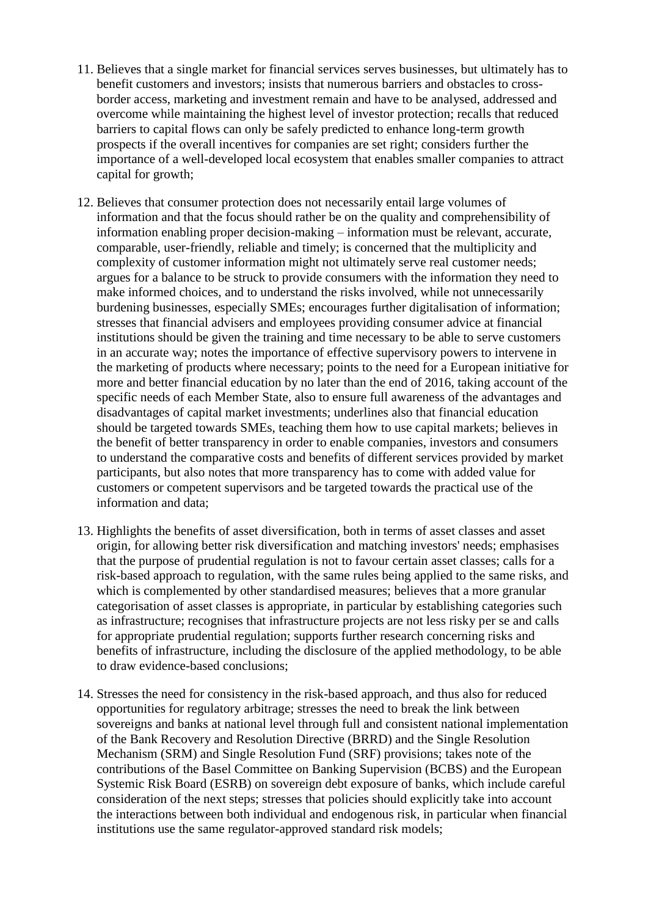11. Believes that a single market for financial services serves businesses, but ultimately has to benefit customers and investors; insists that numerous barriers and obstacles to cross-border access, marketing and investment remain and have to be analysed, addressed and overcome while maintaining the highest level of investor protection; recalls that reduced barriers to capital flows can only be safely predicted to enhance long-term growth prospects if the overall incentives for companies are set right; considers further the importance of a well-developed local ecosystem that enables smaller companies to attract capital for growth;

12. Believes that consumer protection does not necessarily entail large volumes of information and that the focus should rather be on the quality and comprehensibility of information enabling proper decision-making – information must be relevant, accurate, comparable, user-friendly, reliable and timely; is concerned that the multiplicity and complexity of customer information might not ultimately serve real customer needs; argues for a balance to be struck to provide consumers with the information they need to make informed choices, and to understand the risks involved, while not unnecessarily burdening businesses, especially SMEs; encourages further digitalisation of information; stresses that financial advisers and employees providing consumer advice at financial institutions should be given the training and time necessary to be able to serve customers in an accurate way; notes the importance of effective supervisory powers to intervene in the marketing of products where necessary; points to the need for a European initiative for more and better financial education by no later than the end of 2016, taking account of the specific needs of each Member State, also to ensure full awareness of the advantages and disadvantages of capital market investments; underlines also that financial education should be targeted towards SMEs, teaching them how to use capital markets; believes in the benefit of better transparency in order to enable companies, investors and consumers to understand the comparative costs and benefits of different services provided by market participants, but also notes that more transparency has to come with added value for customers or competent supervisors and be targeted towards the practical use of the information and data;

13. Highlights the benefits of asset diversification, both in terms of asset classes and asset origin, for allowing better risk diversification and matching investors' needs; emphasises that the purpose of prudential regulation is not to favour certain asset classes; calls for a risk-based approach to regulation, with the same rules being applied to the same risks, and which is complemented by other standardised measures; believes that a more granular categorisation of asset classes is appropriate, in particular by establishing categories such as infrastructure; recognises that infrastructure projects are not less risky per se and calls for appropriate prudential regulation; supports further research concerning risks and benefits of infrastructure, including the disclosure of the applied methodology, to be able to draw evidence-based conclusions;

14. Stresses the need for consistency in the risk-based approach, and thus also for reduced opportunities for regulatory arbitrage; stresses the need to break the link between sovereigns and banks at national level through full and consistent national implementation of the Bank Recovery and Resolution Directive (BRRD) and the Single Resolution Mechanism (SRM) and Single Resolution Fund (SRF) provisions; takes note of the contributions of the Basel Committee on Banking Supervision (BCBS) and the European Systemic Risk Board (ESRB) on sovereign debt exposure of banks, which include careful consideration of the next steps; stresses that policies should explicitly take into account the interactions between both individual and endogenous risk, in particular when financial institutions use the same regulator-approved standard risk models;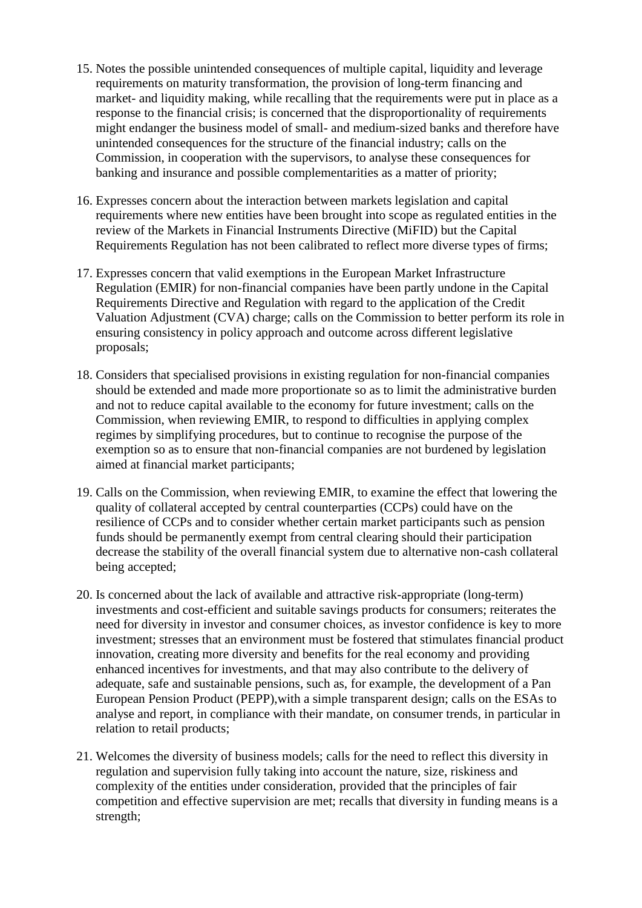15. Notes the possible unintended consequences of multiple capital, liquidity and leverage requirements on maturity transformation, the provision of long-term financing and market- and liquidity making, while recalling that the requirements were put in place as a response to the financial crisis; is concerned that the disproportionality of requirements might endanger the business model of small- and medium-sized banks and therefore have unintended consequences for the structure of the financial industry; calls on the Commission, in cooperation with the supervisors, to analyse these consequences for banking and insurance and possible complementarities as a matter of priority;

16. Expresses concern about the interaction between markets legislation and capital requirements where new entities have been brought into scope as regulated entities in the review of the Markets in Financial Instruments Directive (MiFID) but the Capital Requirements Regulation has not been calibrated to reflect more diverse types of firms;

17. Expresses concern that valid exemptions in the European Market Infrastructure Regulation (EMIR) for non-financial companies have been partly undone in the Capital Requirements Directive and Regulation with regard to the application of the Credit Valuation Adjustment (CVA) charge; calls on the Commission to better perform its role in ensuring consistency in policy approach and outcome across different legislative proposals;

18. Considers that specialised provisions in existing regulation for non-financial companies should be extended and made more proportionate so as to limit the administrative burden and not to reduce capital available to the economy for future investment; calls on the Commission, when reviewing EMIR, to respond to difficulties in applying complex regimes by simplifying procedures, but to continue to recognise the purpose of the exemption so as to ensure that non-financial companies are not burdened by legislation aimed at financial market participants;

19. Calls on the Commission, when reviewing EMIR, to examine the effect that lowering the quality of collateral accepted by central counterparties (CCPs) could have on the resilience of CCPs and to consider whether certain market participants such as pension funds should be permanently exempt from central clearing should their participation decrease the stability of the overall financial system due to alternative non-cash collateral being accepted;

20. Is concerned about the lack of available and attractive risk-appropriate (long-term) investments and cost-efficient and suitable savings products for consumers; reiterates the need for diversity in investor and consumer choices, as investor confidence is key to more investment; stresses that an environment must be fostered that stimulates financial product innovation, creating more diversity and benefits for the real economy and providing enhanced incentives for investments, and that may also contribute to the delivery of adequate, safe and sustainable pensions, such as, for example, the development of a Pan European Pension Product (PEPP),with a simple transparent design; calls on the ESAs to analyse and report, in compliance with their mandate, on consumer trends, in particular in relation to retail products;

21. Welcomes the diversity of business models; calls for the need to reflect this diversity in regulation and supervision fully taking into account the nature, size, riskiness and complexity of the entities under consideration, provided that the principles of fair competition and effective supervision are met; recalls that diversity in funding means is a strength;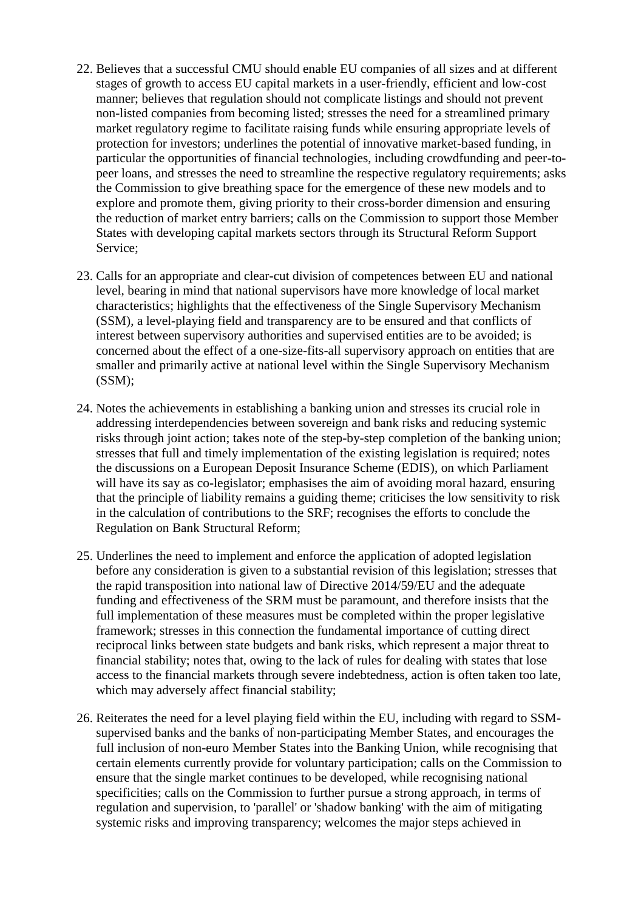22. Believes that a successful CMU should enable EU companies of all sizes and at different stages of growth to access EU capital markets in a user-friendly, efficient and low-cost manner; believes that regulation should not complicate listings and should not prevent non-listed companies from becoming listed; stresses the need for a streamlined primary market regulatory regime to facilitate raising funds while ensuring appropriate levels of protection for investors; underlines the potential of innovative market-based funding, in particular the opportunities of financial technologies, including crowdfunding and peer-to-peer loans, and stresses the need to streamline the respective regulatory requirements; asks the Commission to give breathing space for the emergence of these new models and to explore and promote them, giving priority to their cross-border dimension and ensuring the reduction of market entry barriers; calls on the Commission to support those Member States with developing capital markets sectors through its Structural Reform Support Service;

23. Calls for an appropriate and clear-cut division of competences between EU and national level, bearing in mind that national supervisors have more knowledge of local market characteristics; highlights that the effectiveness of the Single Supervisory Mechanism (SSM), a level-playing field and transparency are to be ensured and that conflicts of interest between supervisory authorities and supervised entities are to be avoided; is concerned about the effect of a one-size-fits-all supervisory approach on entities that are smaller and primarily active at national level within the Single Supervisory Mechanism (SSM);

24. Notes the achievements in establishing a banking union and stresses its crucial role in addressing interdependencies between sovereign and bank risks and reducing systemic risks through joint action; takes note of the step-by-step completion of the banking union; stresses that full and timely implementation of the existing legislation is required; notes the discussions on a European Deposit Insurance Scheme (EDIS), on which Parliament will have its say as co-legislator; emphasises the aim of avoiding moral hazard, ensuring that the principle of liability remains a guiding theme; criticises the low sensitivity to risk in the calculation of contributions to the SRF; recognises the efforts to conclude the Regulation on Bank Structural Reform;

25. Underlines the need to implement and enforce the application of adopted legislation before any consideration is given to a substantial revision of this legislation; stresses that the rapid transposition into national law of Directive 2014/59/EU and the adequate funding and effectiveness of the SRM must be paramount, and therefore insists that the full implementation of these measures must be completed within the proper legislative framework; stresses in this connection the fundamental importance of cutting direct reciprocal links between state budgets and bank risks, which represent a major threat to financial stability; notes that, owing to the lack of rules for dealing with states that lose access to the financial markets through severe indebtedness, action is often taken too late, which may adversely affect financial stability;

26. Reiterates the need for a level playing field within the EU, including with regard to SSM-supervised banks and the banks of non-participating Member States, and encourages the full inclusion of non-euro Member States into the Banking Union, while recognising that certain elements currently provide for voluntary participation; calls on the Commission to ensure that the single market continues to be developed, while recognising national specificities; calls on the Commission to further pursue a strong approach, in terms of regulation and supervision, to 'parallel' or 'shadow banking' with the aim of mitigating systemic risks and improving transparency; welcomes the major steps achieved in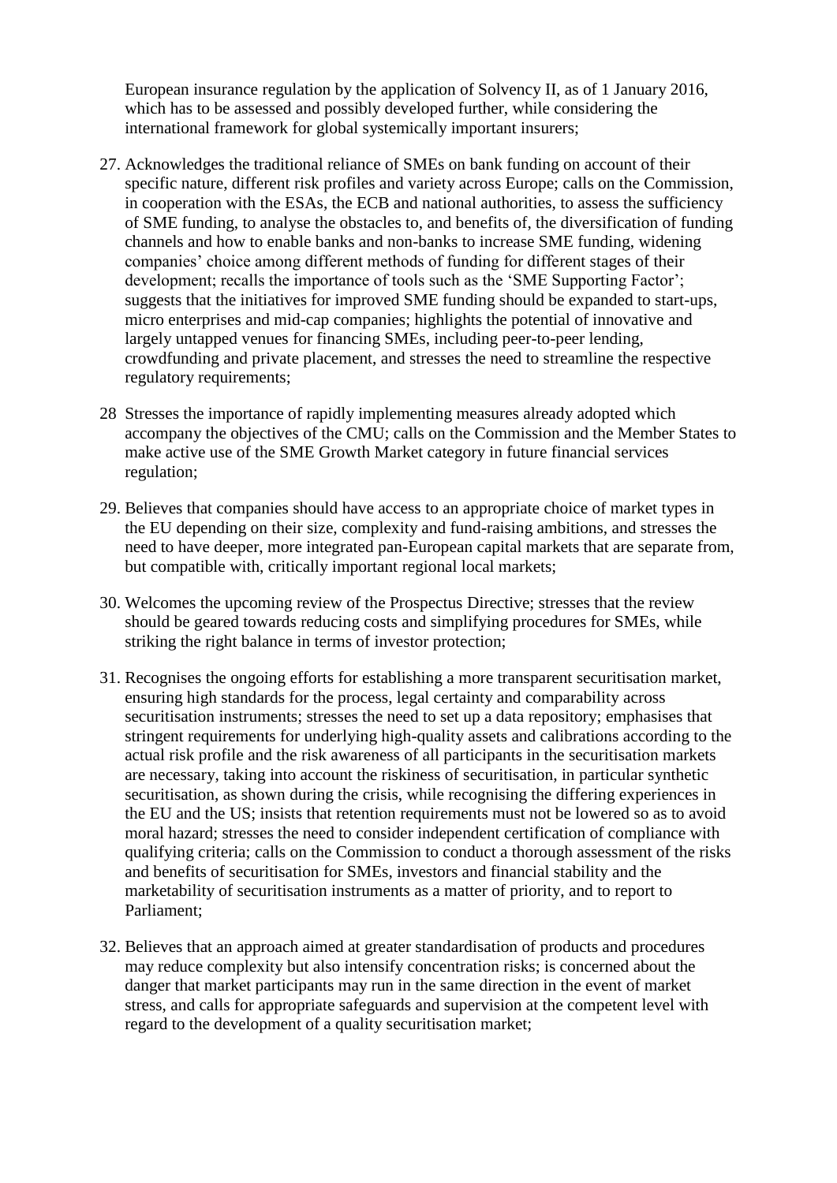European insurance regulation by the application of Solvency II, as of 1 January 2016, which has to be assessed and possibly developed further, while considering the international framework for global systemically important insurers;

27. Acknowledges the traditional reliance of SMEs on bank funding on account of their specific nature, different risk profiles and variety across Europe; calls on the Commission, in cooperation with the ESAs, the ECB and national authorities, to assess the sufficiency of SME funding, to analyse the obstacles to, and benefits of, the diversification of funding channels and how to enable banks and non-banks to increase SME funding, widening companies' choice among different methods of funding for different stages of their development; recalls the importance of tools such as the 'SME Supporting Factor'; suggests that the initiatives for improved SME funding should be expanded to start-ups, micro enterprises and mid-cap companies; highlights the potential of innovative and largely untapped venues for financing SMEs, including peer-to-peer lending, crowdfunding and private placement, and stresses the need to streamline the respective regulatory requirements;

28 Stresses the importance of rapidly implementing measures already adopted which accompany the objectives of the CMU; calls on the Commission and the Member States to make active use of the SME Growth Market category in future financial services regulation;

29. Believes that companies should have access to an appropriate choice of market types in the EU depending on their size, complexity and fund-raising ambitions, and stresses the need to have deeper, more integrated pan-European capital markets that are separate from, but compatible with, critically important regional local markets;

30. Welcomes the upcoming review of the Prospectus Directive; stresses that the review should be geared towards reducing costs and simplifying procedures for SMEs, while striking the right balance in terms of investor protection;

31. Recognises the ongoing efforts for establishing a more transparent securitisation market, ensuring high standards for the process, legal certainty and comparability across securitisation instruments; stresses the need to set up a data repository; emphasises that stringent requirements for underlying high-quality assets and calibrations according to the actual risk profile and the risk awareness of all participants in the securitisation markets are necessary, taking into account the riskiness of securitisation, in particular synthetic securitisation, as shown during the crisis, while recognising the differing experiences in the EU and the US; insists that retention requirements must not be lowered so as to avoid moral hazard; stresses the need to consider independent certification of compliance with qualifying criteria; calls on the Commission to conduct a thorough assessment of the risks and benefits of securitisation for SMEs, investors and financial stability and the marketability of securitisation instruments as a matter of priority, and to report to Parliament;

32. Believes that an approach aimed at greater standardisation of products and procedures may reduce complexity but also intensify concentration risks; is concerned about the danger that market participants may run in the same direction in the event of market stress, and calls for appropriate safeguards and supervision at the competent level with regard to the development of a quality securitisation market;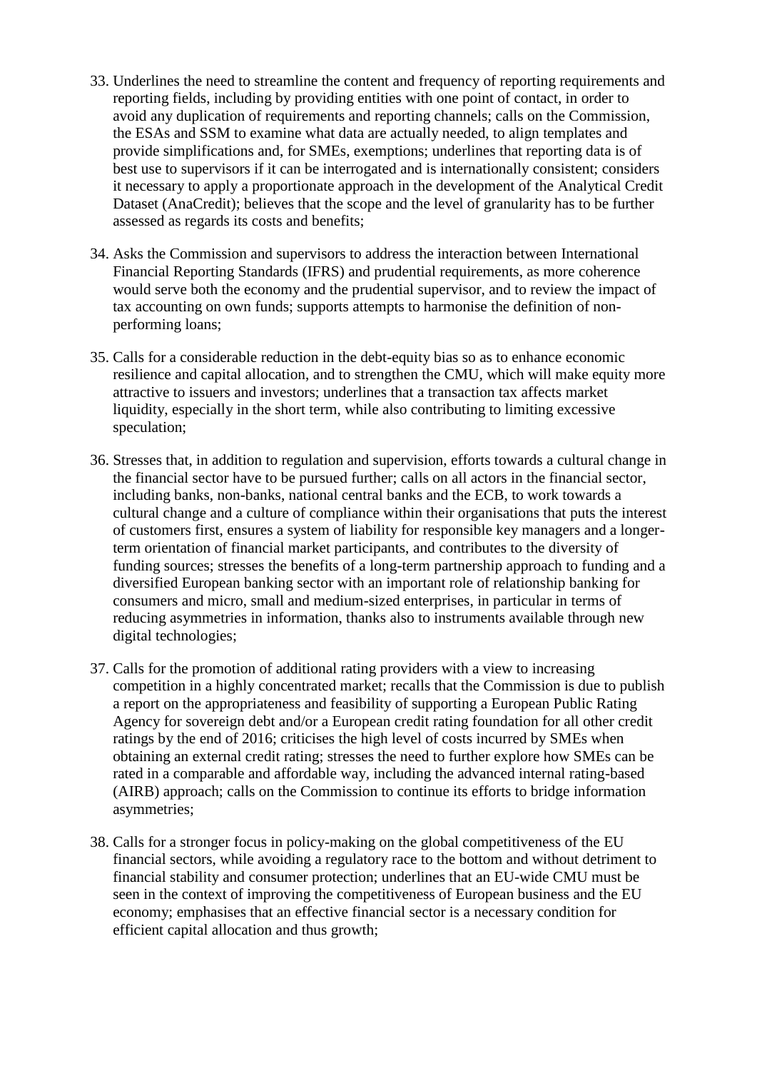33. Underlines the need to streamline the content and frequency of reporting requirements and reporting fields, including by providing entities with one point of contact, in order to avoid any duplication of requirements and reporting channels; calls on the Commission, the ESAs and SSM to examine what data are actually needed, to align templates and provide simplifications and, for SMEs, exemptions; underlines that reporting data is of best use to supervisors if it can be interrogated and is internationally consistent; considers it necessary to apply a proportionate approach in the development of the Analytical Credit Dataset (AnaCredit); believes that the scope and the level of granularity has to be further assessed as regards its costs and benefits;

34. Asks the Commission and supervisors to address the interaction between International Financial Reporting Standards (IFRS) and prudential requirements, as more coherence would serve both the economy and the prudential supervisor, and to review the impact of tax accounting on own funds; supports attempts to harmonise the definition of non-performing loans;

35. Calls for a considerable reduction in the debt-equity bias so as to enhance economic resilience and capital allocation, and to strengthen the CMU, which will make equity more attractive to issuers and investors; underlines that a transaction tax affects market liquidity, especially in the short term, while also contributing to limiting excessive speculation;

36. Stresses that, in addition to regulation and supervision, efforts towards a cultural change in the financial sector have to be pursued further; calls on all actors in the financial sector, including banks, non-banks, national central banks and the ECB, to work towards a cultural change and a culture of compliance within their organisations that puts the interest of customers first, ensures a system of liability for responsible key managers and a longer-term orientation of financial market participants, and contributes to the diversity of funding sources; stresses the benefits of a long-term partnership approach to funding and a diversified European banking sector with an important role of relationship banking for consumers and micro, small and medium-sized enterprises, in particular in terms of reducing asymmetries in information, thanks also to instruments available through new digital technologies;

37. Calls for the promotion of additional rating providers with a view to increasing competition in a highly concentrated market; recalls that the Commission is due to publish a report on the appropriateness and feasibility of supporting a European Public Rating Agency for sovereign debt and/or a European credit rating foundation for all other credit ratings by the end of 2016; criticises the high level of costs incurred by SMEs when obtaining an external credit rating; stresses the need to further explore how SMEs can be rated in a comparable and affordable way, including the advanced internal rating-based (AIRB) approach; calls on the Commission to continue its efforts to bridge information asymmetries;

38. Calls for a stronger focus in policy-making on the global competitiveness of the EU financial sectors, while avoiding a regulatory race to the bottom and without detriment to financial stability and consumer protection; underlines that an EU-wide CMU must be seen in the context of improving the competitiveness of European business and the EU economy; emphasises that an effective financial sector is a necessary condition for efficient capital allocation and thus growth;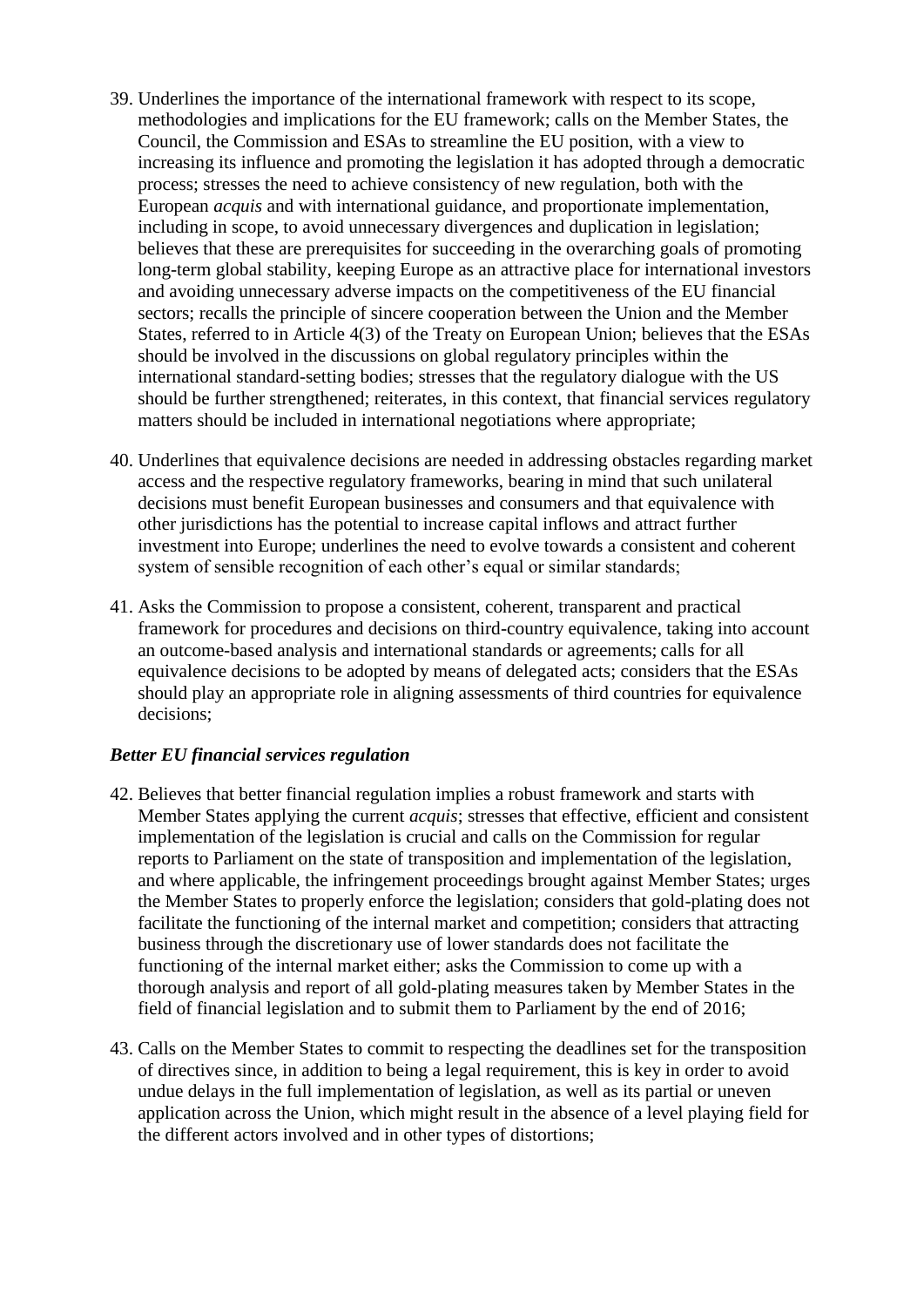39. Underlines the importance of the international framework with respect to its scope, methodologies and implications for the EU framework; calls on the Member States, the Council, the Commission and ESAs to streamline the EU position, with a view to increasing its influence and promoting the legislation it has adopted through a democratic process; stresses the need to achieve consistency of new regulation, both with the European *acquis* and with international guidance, and proportionate implementation, including in scope, to avoid unnecessary divergences and duplication in legislation; believes that these are prerequisites for succeeding in the overarching goals of promoting long-term global stability, keeping Europe as an attractive place for international investors and avoiding unnecessary adverse impacts on the competitiveness of the EU financial sectors; recalls the principle of sincere cooperation between the Union and the Member States, referred to in Article 4(3) of the Treaty on European Union; believes that the ESAs should be involved in the discussions on global regulatory principles within the international standard-setting bodies; stresses that the regulatory dialogue with the US should be further strengthened; reiterates, in this context, that financial services regulatory matters should be included in international negotiations where appropriate;

40. Underlines that equivalence decisions are needed in addressing obstacles regarding market access and the respective regulatory frameworks, bearing in mind that such unilateral decisions must benefit European businesses and consumers and that equivalence with other jurisdictions has the potential to increase capital inflows and attract further investment into Europe; underlines the need to evolve towards a consistent and coherent system of sensible recognition of each other's equal or similar standards;

41. Asks the Commission to propose a consistent, coherent, transparent and practical framework for procedures and decisions on third-country equivalence, taking into account an outcome-based analysis and international standards or agreements; calls for all equivalence decisions to be adopted by means of delegated acts; considers that the ESAs should play an appropriate role in aligning assessments of third countries for equivalence decisions;

***Better EU financial services regulation***

42. Believes that better financial regulation implies a robust framework and starts with Member States applying the current *acquis*; stresses that effective, efficient and consistent implementation of the legislation is crucial and calls on the Commission for regular reports to Parliament on the state of transposition and implementation of the legislation, and where applicable, the infringement proceedings brought against Member States; urges the Member States to properly enforce the legislation; considers that gold-plating does not facilitate the functioning of the internal market and competition; considers that attracting business through the discretionary use of lower standards does not facilitate the functioning of the internal market either; asks the Commission to come up with a thorough analysis and report of all gold-plating measures taken by Member States in the field of financial legislation and to submit them to Parliament by the end of 2016;

43. Calls on the Member States to commit to respecting the deadlines set for the transposition of directives since, in addition to being a legal requirement, this is key in order to avoid undue delays in the full implementation of legislation, as well as its partial or uneven application across the Union, which might result in the absence of a level playing field for the different actors involved and in other types of distortions;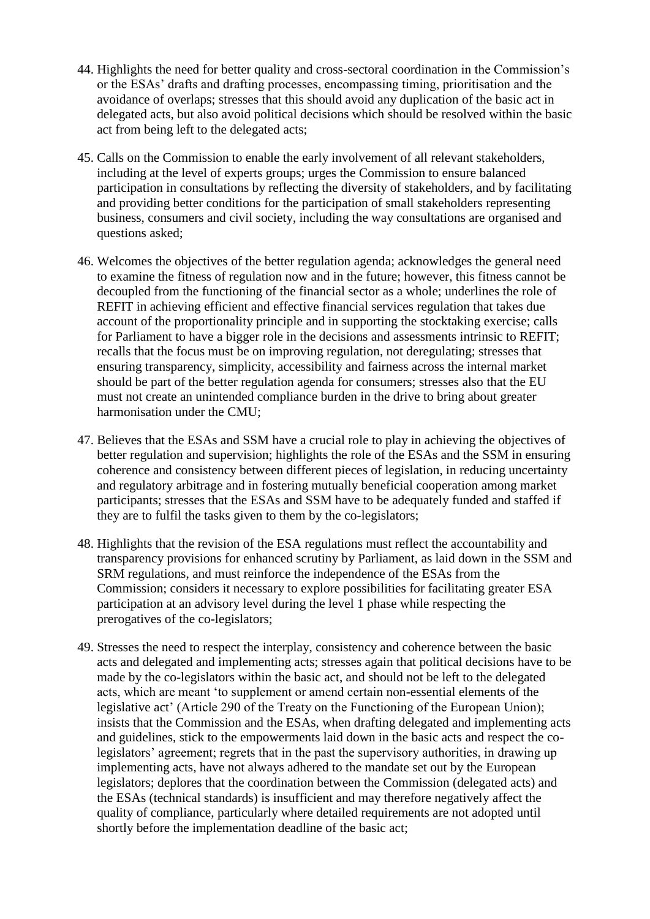44. Highlights the need for better quality and cross-sectoral coordination in the Commission's or the ESAs' drafts and drafting processes, encompassing timing, prioritisation and the avoidance of overlaps; stresses that this should avoid any duplication of the basic act in delegated acts, but also avoid political decisions which should be resolved within the basic act from being left to the delegated acts;

45. Calls on the Commission to enable the early involvement of all relevant stakeholders, including at the level of experts groups; urges the Commission to ensure balanced participation in consultations by reflecting the diversity of stakeholders, and by facilitating and providing better conditions for the participation of small stakeholders representing business, consumers and civil society, including the way consultations are organised and questions asked;

46. Welcomes the objectives of the better regulation agenda; acknowledges the general need to examine the fitness of regulation now and in the future; however, this fitness cannot be decoupled from the functioning of the financial sector as a whole; underlines the role of REFIT in achieving efficient and effective financial services regulation that takes due account of the proportionality principle and in supporting the stocktaking exercise; calls for Parliament to have a bigger role in the decisions and assessments intrinsic to REFIT; recalls that the focus must be on improving regulation, not deregulating; stresses that ensuring transparency, simplicity, accessibility and fairness across the internal market should be part of the better regulation agenda for consumers; stresses also that the EU must not create an unintended compliance burden in the drive to bring about greater harmonisation under the CMU;

47. Believes that the ESAs and SSM have a crucial role to play in achieving the objectives of better regulation and supervision; highlights the role of the ESAs and the SSM in ensuring coherence and consistency between different pieces of legislation, in reducing uncertainty and regulatory arbitrage and in fostering mutually beneficial cooperation among market participants; stresses that the ESAs and SSM have to be adequately funded and staffed if they are to fulfil the tasks given to them by the co-legislators;

48. Highlights that the revision of the ESA regulations must reflect the accountability and transparency provisions for enhanced scrutiny by Parliament, as laid down in the SSM and SRM regulations, and must reinforce the independence of the ESAs from the Commission; considers it necessary to explore possibilities for facilitating greater ESA participation at an advisory level during the level 1 phase while respecting the prerogatives of the co-legislators;

49. Stresses the need to respect the interplay, consistency and coherence between the basic acts and delegated and implementing acts; stresses again that political decisions have to be made by the co-legislators within the basic act, and should not be left to the delegated acts, which are meant 'to supplement or amend certain non-essential elements of the legislative act' (Article 290 of the Treaty on the Functioning of the European Union); insists that the Commission and the ESAs, when drafting delegated and implementing acts and guidelines, stick to the empowerments laid down in the basic acts and respect the co-legislators' agreement; regrets that in the past the supervisory authorities, in drawing up implementing acts, have not always adhered to the mandate set out by the European legislators; deplores that the coordination between the Commission (delegated acts) and the ESAs (technical standards) is insufficient and may therefore negatively affect the quality of compliance, particularly where detailed requirements are not adopted until shortly before the implementation deadline of the basic act;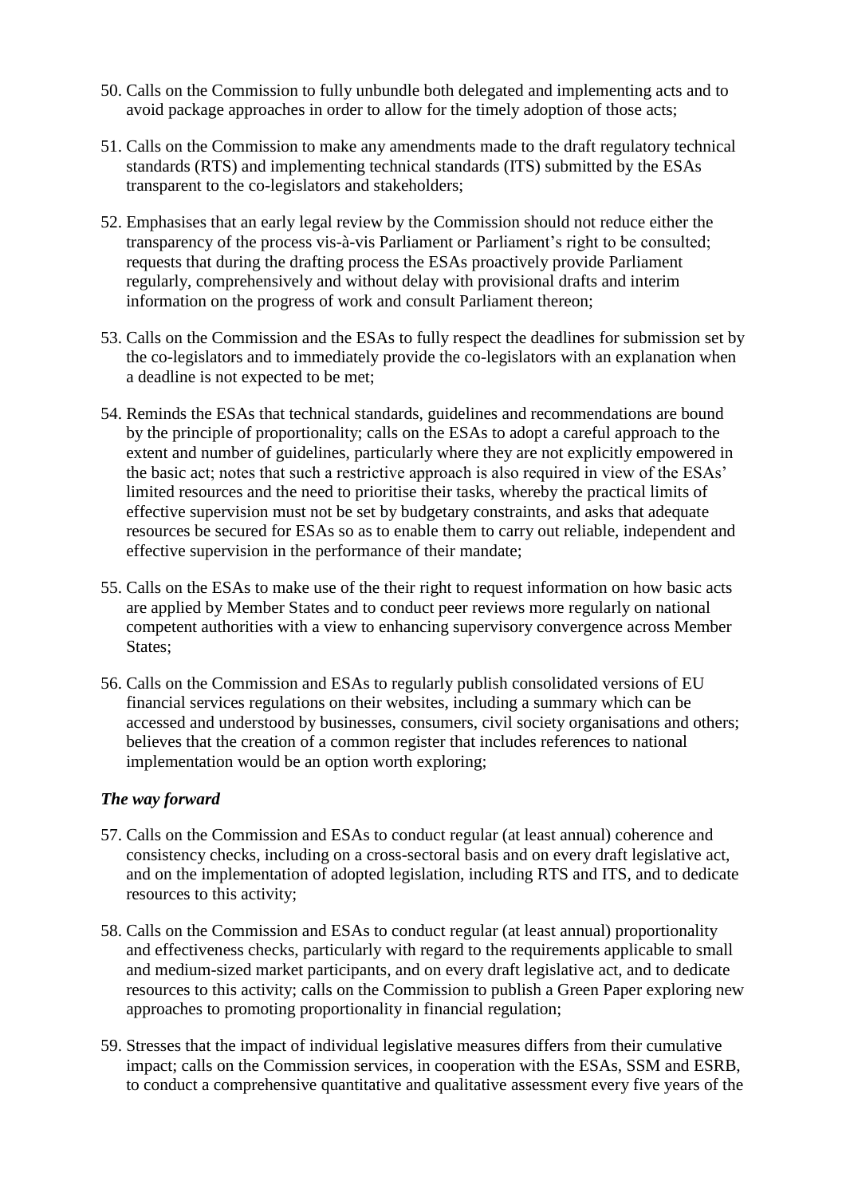50. Calls on the Commission to fully unbundle both delegated and implementing acts and to avoid package approaches in order to allow for the timely adoption of those acts;

51. Calls on the Commission to make any amendments made to the draft regulatory technical standards (RTS) and implementing technical standards (ITS) submitted by the ESAs transparent to the co-legislators and stakeholders;

52. Emphasises that an early legal review by the Commission should not reduce either the transparency of the process vis-à-vis Parliament or Parliament's right to be consulted; requests that during the drafting process the ESAs proactively provide Parliament regularly, comprehensively and without delay with provisional drafts and interim information on the progress of work and consult Parliament thereon;

53. Calls on the Commission and the ESAs to fully respect the deadlines for submission set by the co-legislators and to immediately provide the co-legislators with an explanation when a deadline is not expected to be met;

54. Reminds the ESAs that technical standards, guidelines and recommendations are bound by the principle of proportionality; calls on the ESAs to adopt a careful approach to the extent and number of guidelines, particularly where they are not explicitly empowered in the basic act; notes that such a restrictive approach is also required in view of the ESAs' limited resources and the need to prioritise their tasks, whereby the practical limits of effective supervision must not be set by budgetary constraints, and asks that adequate resources be secured for ESAs so as to enable them to carry out reliable, independent and effective supervision in the performance of their mandate;

55. Calls on the ESAs to make use of the their right to request information on how basic acts are applied by Member States and to conduct peer reviews more regularly on national competent authorities with a view to enhancing supervisory convergence across Member States;

56. Calls on the Commission and ESAs to regularly publish consolidated versions of EU financial services regulations on their websites, including a summary which can be accessed and understood by businesses, consumers, civil society organisations and others; believes that the creation of a common register that includes references to national implementation would be an option worth exploring;

### *The way forward*

57. Calls on the Commission and ESAs to conduct regular (at least annual) coherence and consistency checks, including on a cross-sectoral basis and on every draft legislative act, and on the implementation of adopted legislation, including RTS and ITS, and to dedicate resources to this activity;

58. Calls on the Commission and ESAs to conduct regular (at least annual) proportionality and effectiveness checks, particularly with regard to the requirements applicable to small and medium-sized market participants, and on every draft legislative act, and to dedicate resources to this activity; calls on the Commission to publish a Green Paper exploring new approaches to promoting proportionality in financial regulation;

59. Stresses that the impact of individual legislative measures differs from their cumulative impact; calls on the Commission services, in cooperation with the ESAs, SSM and ESRB, to conduct a comprehensive quantitative and qualitative assessment every five years of the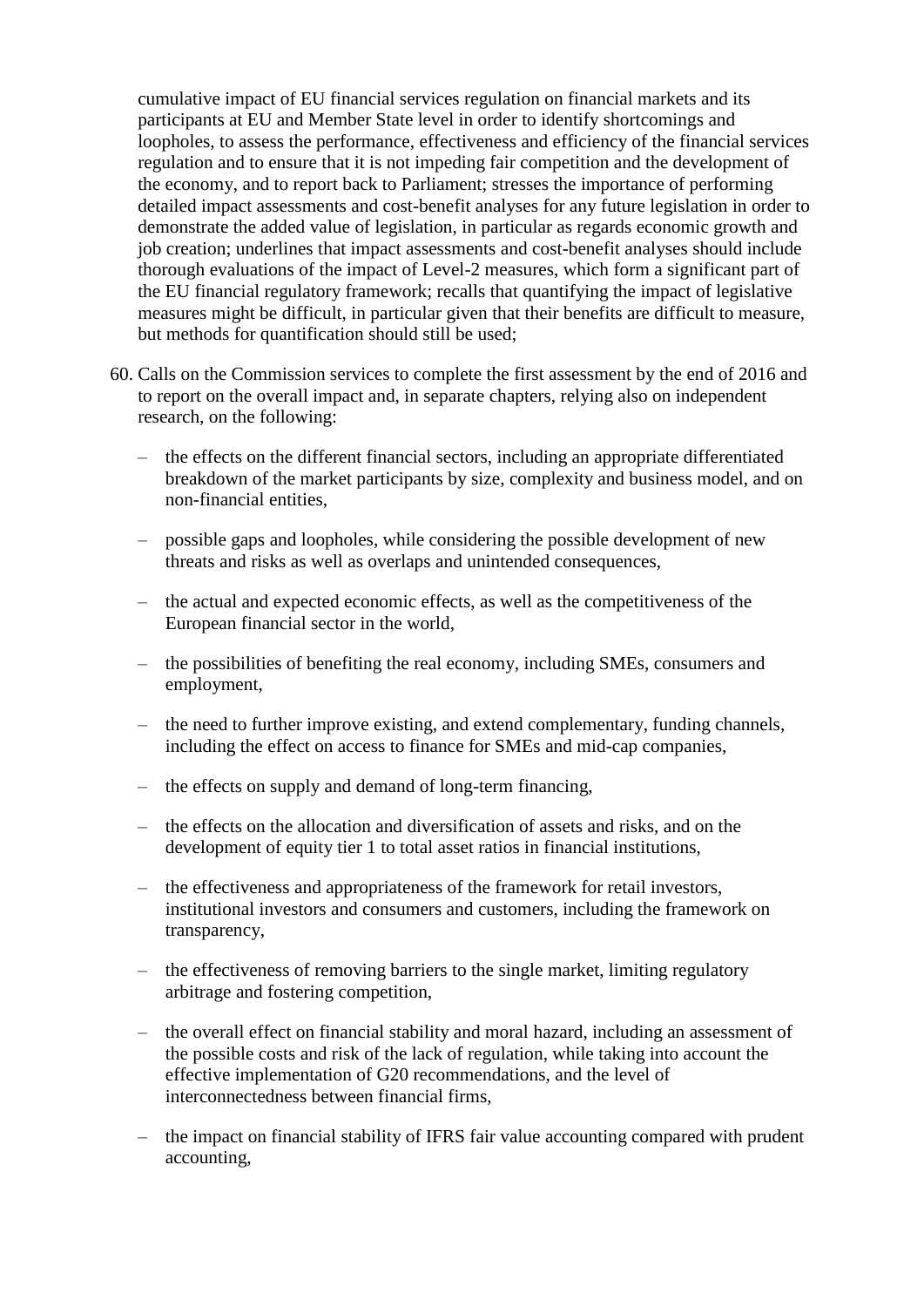cumulative impact of EU financial services regulation on financial markets and its participants at EU and Member State level in order to identify shortcomings and loopholes, to assess the performance, effectiveness and efficiency of the financial services regulation and to ensure that it is not impeding fair competition and the development of the economy, and to report back to Parliament; stresses the importance of performing detailed impact assessments and cost-benefit analyses for any future legislation in order to demonstrate the added value of legislation, in particular as regards economic growth and job creation; underlines that impact assessments and cost-benefit analyses should include thorough evaluations of the impact of Level-2 measures, which form a significant part of the EU financial regulatory framework; recalls that quantifying the impact of legislative measures might be difficult, in particular given that their benefits are difficult to measure, but methods for quantification should still be used;

60. Calls on the Commission services to complete the first assessment by the end of 2016 and to report on the overall impact and, in separate chapters, relying also on independent research, on the following:

   – the effects on the different financial sectors, including an appropriate differentiated breakdown of the market participants by size, complexity and business model, and on non-financial entities,

   – possible gaps and loopholes, while considering the possible development of new threats and risks as well as overlaps and unintended consequences,

   – the actual and expected economic effects, as well as the competitiveness of the European financial sector in the world,

   – the possibilities of benefiting the real economy, including SMEs, consumers and employment,

   – the need to further improve existing, and extend complementary, funding channels, including the effect on access to finance for SMEs and mid-cap companies,

   – the effects on supply and demand of long-term financing,

   – the effects on the allocation and diversification of assets and risks, and on the development of equity tier 1 to total asset ratios in financial institutions,

   – the effectiveness and appropriateness of the framework for retail investors, institutional investors and consumers and customers, including the framework on transparency,

   – the effectiveness of removing barriers to the single market, limiting regulatory arbitrage and fostering competition,

   – the overall effect on financial stability and moral hazard, including an assessment of the possible costs and risk of the lack of regulation, while taking into account the effective implementation of G20 recommendations, and the level of interconnectedness between financial firms,

   – the impact on financial stability of IFRS fair value accounting compared with prudent accounting,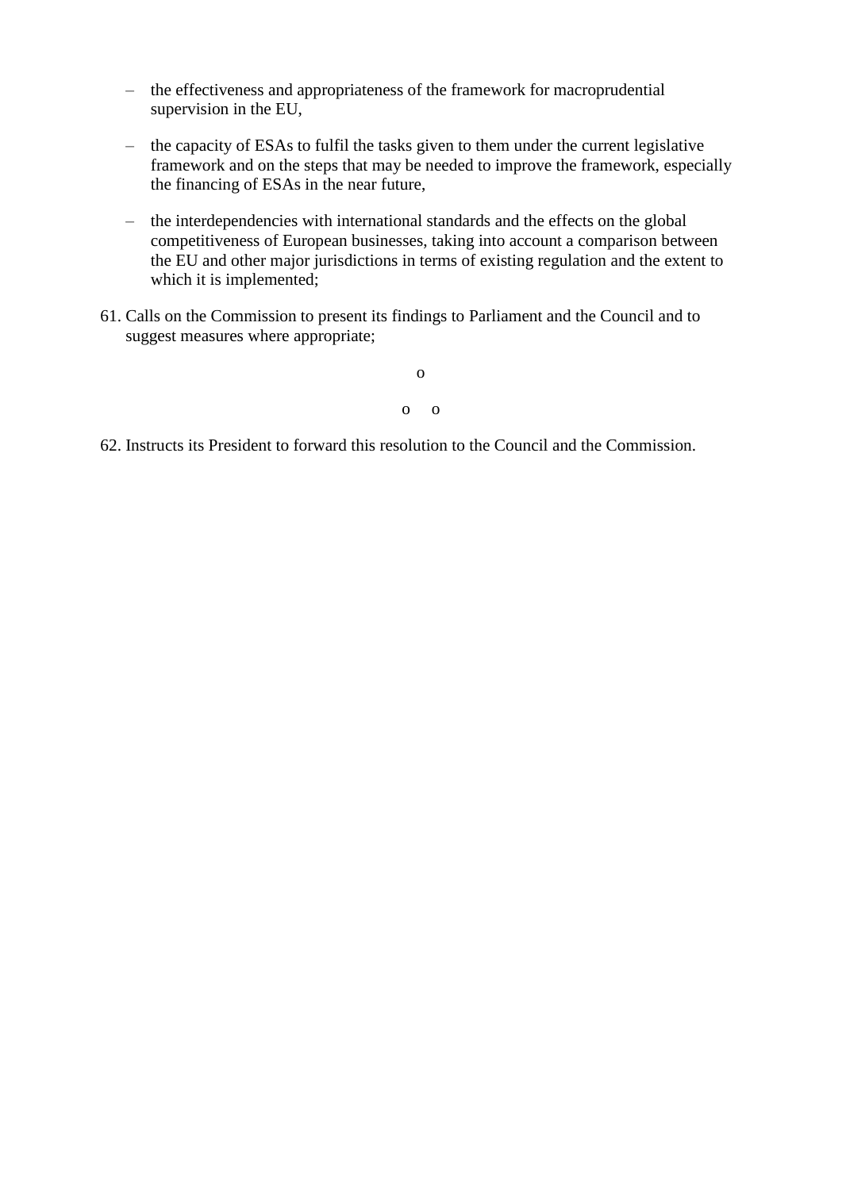– the effectiveness and appropriateness of the framework for macroprudential supervision in the EU,

– the capacity of ESAs to fulfil the tasks given to them under the current legislative framework and on the steps that may be needed to improve the framework, especially the financing of ESAs in the near future,

– the interdependencies with international standards and the effects on the global competitiveness of European businesses, taking into account a comparison between the EU and other major jurisdictions in terms of existing regulation and the extent to which it is implemented;

61. Calls on the Commission to present its findings to Parliament and the Council and to suggest measures where appropriate;

o

o o

62. Instructs its President to forward this resolution to the Council and the Commission.